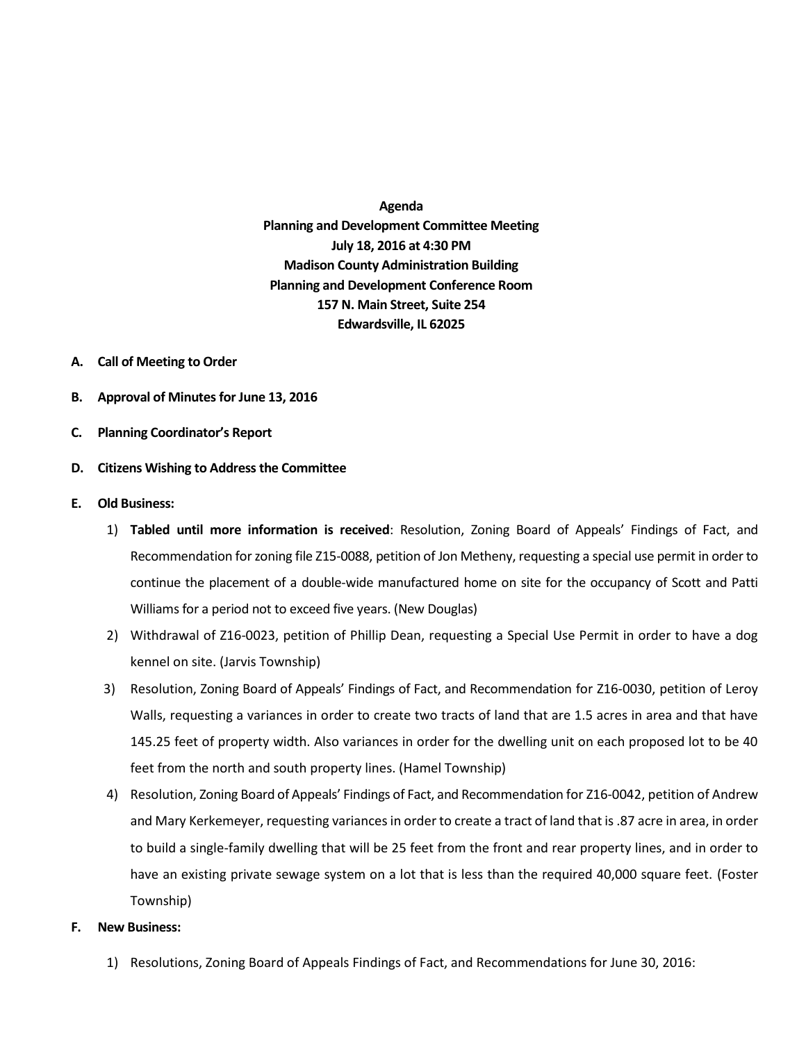**Agenda**
**Planning and Development Committee Meeting**
**July 18, 2016 at 4:30 PM**
**Madison County Administration Building**
**Planning and Development Conference Room**
**157 N. Main Street, Suite 254**
**Edwardsville, IL 62025**

**A. Call of Meeting to Order**

**B. Approval of Minutes for June 13, 2016**

**C. Planning Coordinator's Report**

**D. Citizens Wishing to Address the Committee**

**E. Old Business:**

1) **Tabled until more information is received**: Resolution, Zoning Board of Appeals' Findings of Fact, and Recommendation for zoning file Z15-0088, petition of Jon Metheny, requesting a special use permit in order to continue the placement of a double-wide manufactured home on site for the occupancy of Scott and Patti Williams for a period not to exceed five years. (New Douglas)
2) Withdrawal of Z16-0023, petition of Phillip Dean, requesting a Special Use Permit in order to have a dog kennel on site. (Jarvis Township)
3) Resolution, Zoning Board of Appeals' Findings of Fact, and Recommendation for Z16-0030, petition of Leroy Walls, requesting a variances in order to create two tracts of land that are 1.5 acres in area and that have 145.25 feet of property width. Also variances in order for the dwelling unit on each proposed lot to be 40 feet from the north and south property lines. (Hamel Township)
4) Resolution, Zoning Board of Appeals' Findings of Fact, and Recommendation for Z16-0042, petition of Andrew and Mary Kerkemeyer, requesting variances in order to create a tract of land that is .87 acre in area, in order to build a single-family dwelling that will be 25 feet from the front and rear property lines, and in order to have an existing private sewage system on a lot that is less than the required 40,000 square feet. (Foster Township)

**F. New Business:**

1) Resolutions, Zoning Board of Appeals Findings of Fact, and Recommendations for June 30, 2016: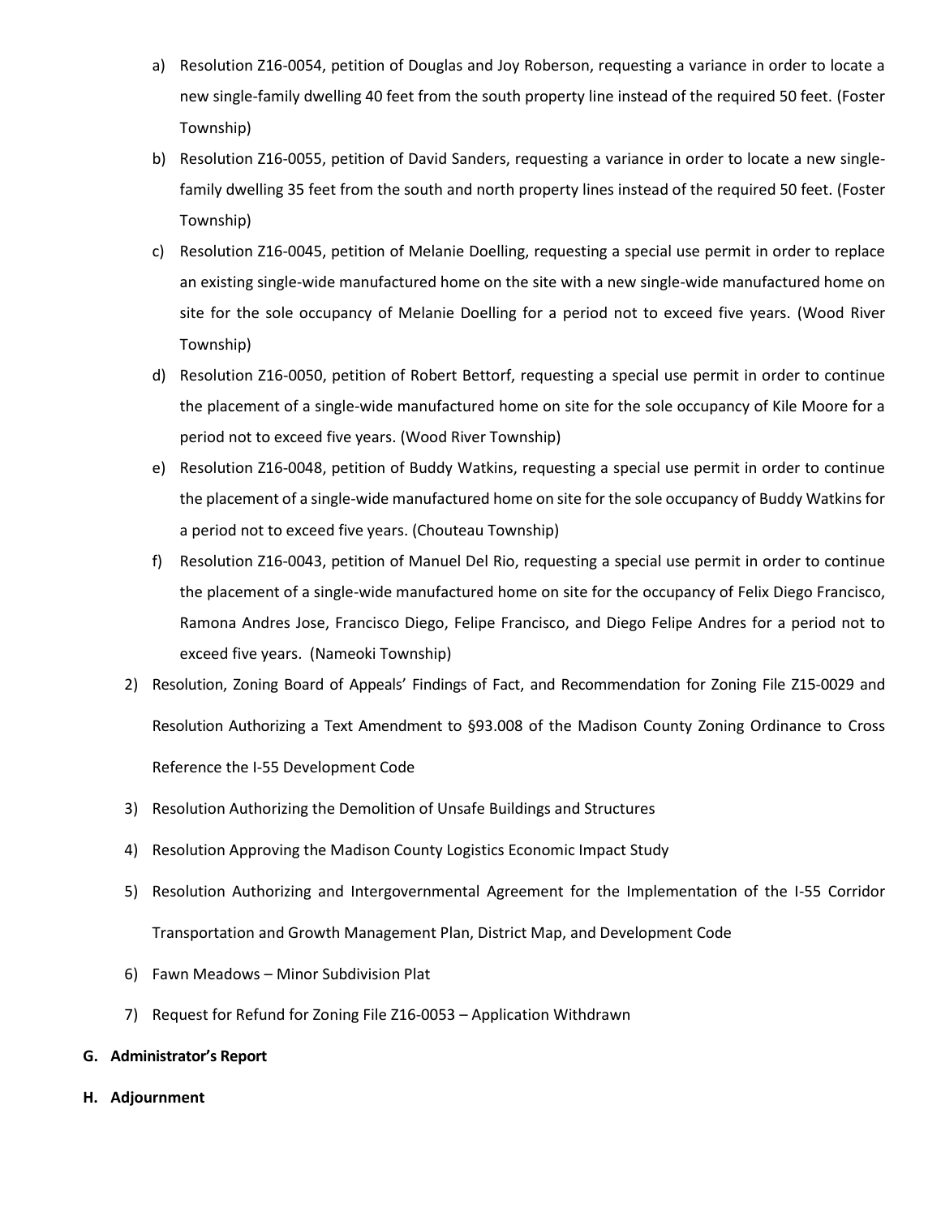a) Resolution Z16-0054, petition of Douglas and Joy Roberson, requesting a variance in order to locate a new single-family dwelling 40 feet from the south property line instead of the required 50 feet. (Foster Township)

b) Resolution Z16-0055, petition of David Sanders, requesting a variance in order to locate a new single-family dwelling 35 feet from the south and north property lines instead of the required 50 feet. (Foster Township)

c) Resolution Z16-0045, petition of Melanie Doelling, requesting a special use permit in order to replace an existing single-wide manufactured home on the site with a new single-wide manufactured home on site for the sole occupancy of Melanie Doelling for a period not to exceed five years. (Wood River Township)

d) Resolution Z16-0050, petition of Robert Bettorf, requesting a special use permit in order to continue the placement of a single-wide manufactured home on site for the sole occupancy of Kile Moore for a period not to exceed five years. (Wood River Township)

e) Resolution Z16-0048, petition of Buddy Watkins, requesting a special use permit in order to continue the placement of a single-wide manufactured home on site for the sole occupancy of Buddy Watkins for a period not to exceed five years. (Chouteau Township)

f) Resolution Z16-0043, petition of Manuel Del Rio, requesting a special use permit in order to continue the placement of a single-wide manufactured home on site for the occupancy of Felix Diego Francisco, Ramona Andres Jose, Francisco Diego, Felipe Francisco, and Diego Felipe Andres for a period not to exceed five years. (Nameoki Township)

2) Resolution, Zoning Board of Appeals' Findings of Fact, and Recommendation for Zoning File Z15-0029 and Resolution Authorizing a Text Amendment to §93.008 of the Madison County Zoning Ordinance to Cross Reference the I-55 Development Code

3) Resolution Authorizing the Demolition of Unsafe Buildings and Structures

4) Resolution Approving the Madison County Logistics Economic Impact Study

5) Resolution Authorizing and Intergovernmental Agreement for the Implementation of the I-55 Corridor Transportation and Growth Management Plan, District Map, and Development Code

6) Fawn Meadows – Minor Subdivision Plat

7) Request for Refund for Zoning File Z16-0053 – Application Withdrawn

**G. Administrator's Report**

**H. Adjournment**